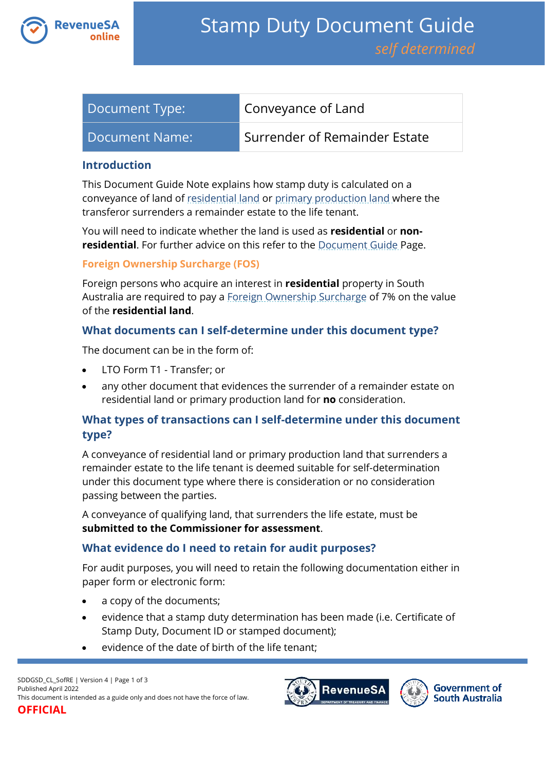# Stamp Duty Document Guide

*self determined*

| Document Type: | Conveyance of Land |
|---|---|
| Document Name: | Surrender of Remainder Estate |

## Introduction

This Document Guide Note explains how stamp duty is calculated on a conveyance of land of residential land or primary production land where the transferor surrenders a remainder estate to the life tenant.

You will need to indicate whether the land is used as **residential** or **non-residential**. For further advice on this refer to the Document Guide Page.

### Foreign Ownership Surcharge (FOS)

Foreign persons who acquire an interest in **residential** property in South Australia are required to pay a Foreign Ownership Surcharge of 7% on the value of the **residential land**.

## What documents can I self-determine under this document type?

The document can be in the form of:

- LTO Form T1 - Transfer; or
- any other document that evidences the surrender of a remainder estate on residential land or primary production land for **no** consideration.

## What types of transactions can I self-determine under this document type?

A conveyance of residential land or primary production land that surrenders a remainder estate to the life tenant is deemed suitable for self-determination under this document type where there is consideration or no consideration passing between the parties.

A conveyance of qualifying land, that surrenders the life estate, must be **submitted to the Commissioner for assessment**.

## What evidence do I need to retain for audit purposes?

For audit purposes, you will need to retain the following documentation either in paper form or electronic form:

- a copy of the documents;
- evidence that a stamp duty determination has been made (i.e. Certificate of Stamp Duty, Document ID or stamped document);
- evidence of the date of birth of the life tenant;

SDDGSD_CL_SofRE | Version 4
Published April 2022
This document is intended as a guide only and does not have the force of law.
OFFICIAL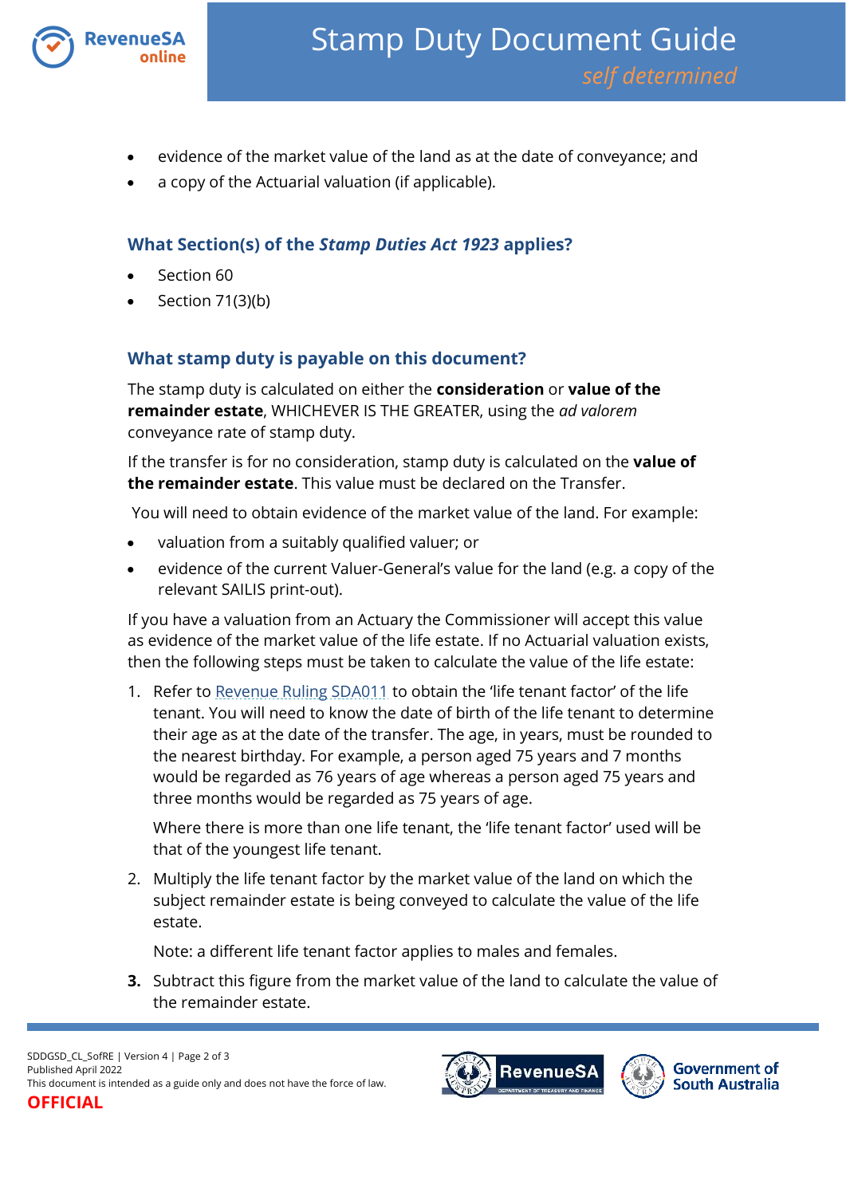- evidence of the market value of the land as at the date of conveyance; and
- a copy of the Actuarial valuation (if applicable).

### What Section(s) of the *Stamp Duties Act 1923* applies?

- Section 60
- Section 71(3)(b)

### What stamp duty is payable on this document?

The stamp duty is calculated on either the **consideration** or **value of the remainder estate**, WHICHEVER IS THE GREATER, using the *ad valorem* conveyance rate of stamp duty.

If the transfer is for no consideration, stamp duty is calculated on the **value of the remainder estate**. This value must be declared on the Transfer.

You will need to obtain evidence of the market value of the land. For example:

- valuation from a suitably qualified valuer; or
- evidence of the current Valuer-General's value for the land (e.g. a copy of the relevant SAILIS print-out).

If you have a valuation from an Actuary the Commissioner will accept this value as evidence of the market value of the life estate. If no Actuarial valuation exists, then the following steps must be taken to calculate the value of the life estate:

1. Refer to Revenue Ruling SDA011 to obtain the 'life tenant factor' of the life tenant. You will need to know the date of birth of the life tenant to determine their age as at the date of the transfer. The age, in years, must be rounded to the nearest birthday. For example, a person aged 75 years and 7 months would be regarded as 76 years of age whereas a person aged 75 years and three months would be regarded as 75 years of age.

   Where there is more than one life tenant, the 'life tenant factor' used will be that of the youngest life tenant.

2. Multiply the life tenant factor by the market value of the land on which the subject remainder estate is being conveyed to calculate the value of the life estate.

   Note: a different life tenant factor applies to males and females.

3. Subtract this figure from the market value of the land to calculate the value of the remainder estate.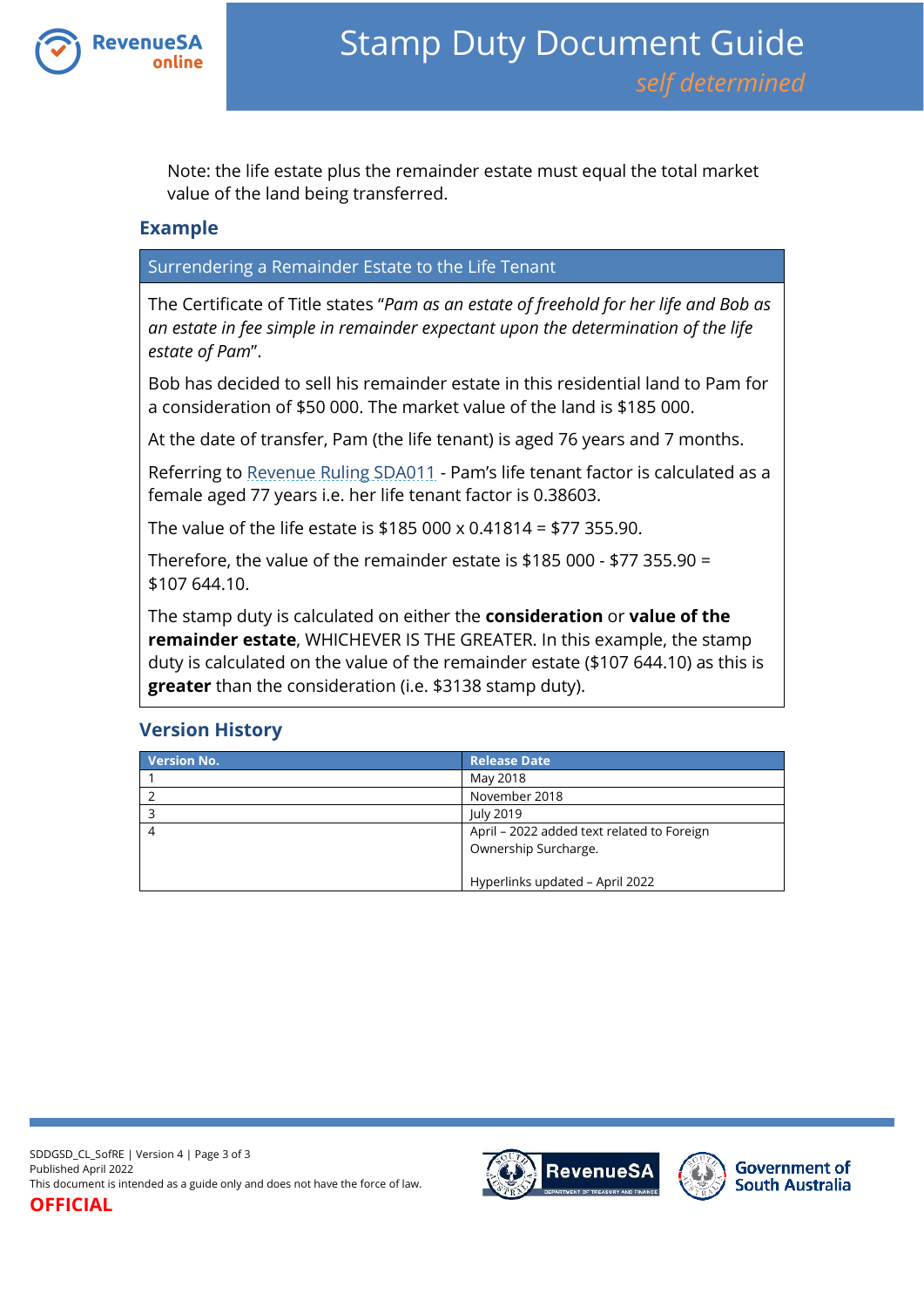Note: the life estate plus the remainder estate must equal the total market value of the land being transferred.

## Example

**Surrendering a Remainder Estate to the Life Tenant**

The Certificate of Title states "*Pam as an estate of freehold for her life and Bob as an estate in fee simple in remainder expectant upon the determination of the life estate of Pam*".

Bob has decided to sell his remainder estate in this residential land to Pam for a consideration of $50 000. The market value of the land is $185 000.

At the date of transfer, Pam (the life tenant) is aged 76 years and 7 months.

Referring to Revenue Ruling SDA011 - Pam's life tenant factor is calculated as a female aged 77 years i.e. her life tenant factor is 0.38603.

The value of the life estate is $185 000 x 0.41814 = $77 355.90.

Therefore, the value of the remainder estate is $185 000 - $77 355.90 = $107 644.10.

The stamp duty is calculated on either the **consideration** or **value of the remainder estate**, WHICHEVER IS THE GREATER. In this example, the stamp duty is calculated on the value of the remainder estate ($107 644.10) as this is **greater** than the consideration (i.e. $3138 stamp duty).

## Version History

| Version No. | Release Date |
|---|---|
| 1 | May 2018 |
| 2 | November 2018 |
| 3 | July 2019 |
| 4 | April – 2022 added text related to Foreign Ownership Surcharge.<br><br>Hyperlinks updated – April 2022 |

SDDGSD_CL_SofRE | Version 4
Published April 2022
This document is intended as a guide only and does not have the force of law.
**OFFICIAL**